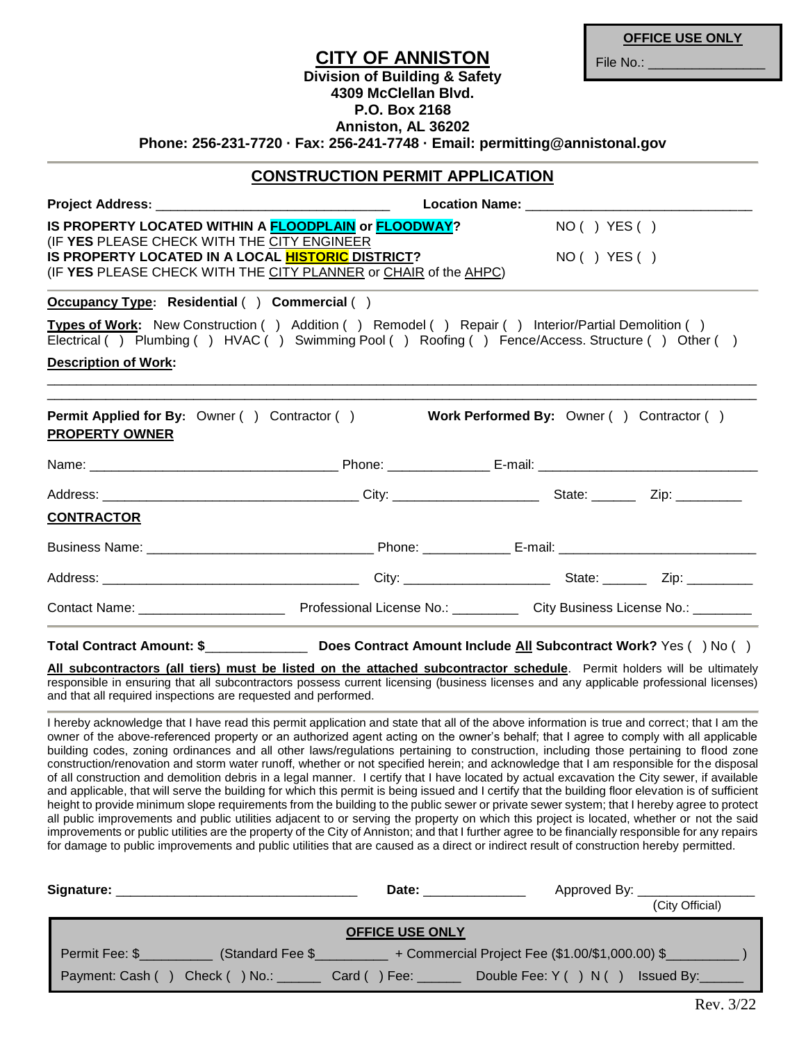**OFFICE USE ONLY**

File No.: _______________

# CITY OF ANNISTON

**Division of Building & Safety**
**4309 McClellan Blvd.**
**P.O. Box 2168**
**Anniston, AL 36202**
**Phone: 256-231-7720 · Fax: 256-241-7748 · Email: permitting@annistonal.gov**

## CONSTRUCTION PERMIT APPLICATION

**Project Address:** _______________________________ **Location Name:** _______________________________

**IS PROPERTY LOCATED WITHIN A FLOODPLAIN or FLOODWAY?** NO ( ) YES ( )
(IF **YES** PLEASE CHECK WITH THE CITY ENGINEER

**IS PROPERTY LOCATED IN A LOCAL HISTORIC DISTRICT?** NO ( ) YES ( )
(IF **YES** PLEASE CHECK WITH THE CITY PLANNER or CHAIR of the AHPC)

**Occupancy Type: Residential** ( ) **Commercial** ( )

**Types of Work:** New Construction ( ) Addition ( ) Remodel ( ) Repair ( ) Interior/Partial Demolition ( ) Electrical ( ) Plumbing ( ) HVAC ( ) Swimming Pool ( ) Roofing ( ) Fence/Access. Structure ( ) Other ( )

**Description of Work:**

_______________________________________________________________________________________________

_______________________________________________________________________________________________

**Permit Applied for By:** Owner ( ) Contractor ( ) **Work Performed By:** Owner ( ) Contractor ( )

**PROPERTY OWNER**

Name: _________________________________ Phone: _____________ E-mail: _____________________________

Address: ___________________________________ City: ___________________ State: ______ Zip: _________

**CONTRACTOR**

Business Name: ______________________________ Phone: ___________ E-mail: ___________________________

Address: ___________________________________ City: ____________________ State: ______ Zip: _________

Contact Name: ____________________ Professional License No.: _________ City Business License No.: ________

**Total Contract Amount: $**_____________ **Does Contract Amount Include All Subcontract Work?** Yes ( ) No ( )

**All subcontractors (all tiers) must be listed on the attached subcontractor schedule**. Permit holders will be ultimately responsible in ensuring that all subcontractors possess current licensing (business licenses and any applicable professional licenses) and that all required inspections are requested and performed.

I hereby acknowledge that I have read this permit application and state that all of the above information is true and correct; that I am the owner of the above-referenced property or an authorized agent acting on the owner's behalf; that I agree to comply with all applicable building codes, zoning ordinances and all other laws/regulations pertaining to construction, including those pertaining to flood zone construction/renovation and storm water runoff, whether or not specified herein; and acknowledge that I am responsible for the disposal of all construction and demolition debris in a legal manner. I certify that I have located by actual excavation the City sewer, if available and applicable, that will serve the building for which this permit is being issued and I certify that the building floor elevation is of sufficient height to provide minimum slope requirements from the building to the public sewer or private sewer system; that I hereby agree to protect all public improvements and public utilities adjacent to or serving the property on which this project is located, whether or not the said improvements or public utilities are the property of the City of Anniston; and that I further agree to be financially responsible for any repairs for damage to public improvements and public utilities that are caused as a direct or indirect result of construction hereby permitted.

**Signature:** _________________________________ **Date:** ______________ Approved By: ________________
(City Official)

**OFFICE USE ONLY**

Permit Fee: $__________ (Standard Fee $__________ + Commercial Project Fee ($1.00/$1,000.00) $__________ )

Payment: Cash ( ) Check ( ) No.: ______ Card ( ) Fee: ______ Double Fee: Y ( ) N ( ) Issued By:______

Rev. 3/22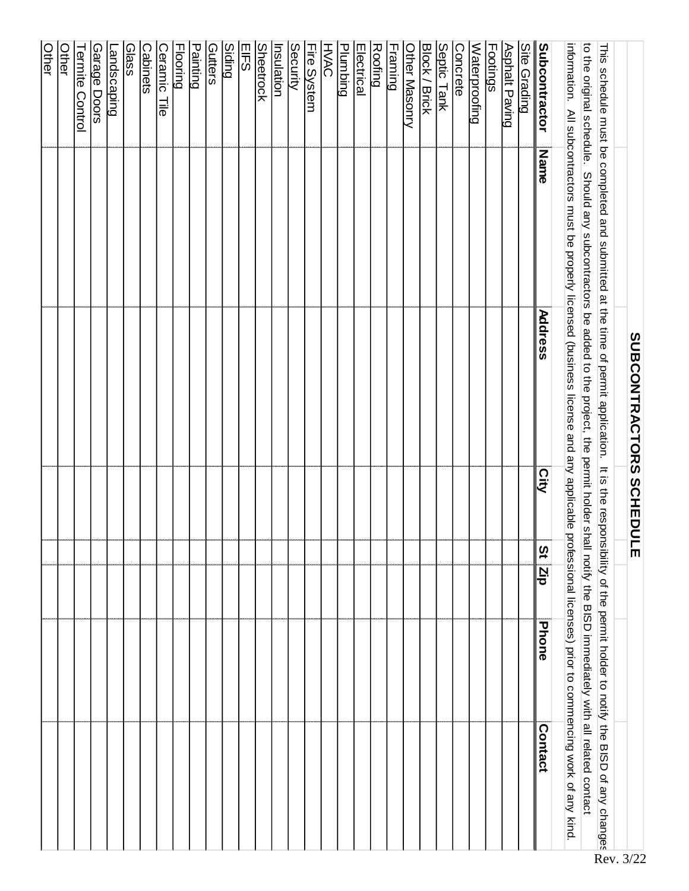# SUBCONTRACTORS SCHEDULE

This schedule must be completed and submitted at the time of permit application. It is the responsibility of the permit holder to notify the BISD of any changes to the original schedule. Should any subcontractors be added to the project, the permit holder shall notify the BISD immediately with all related contact information. All subcontractors must be properly licensed (business license and any applicable professional licenses) prior to commencing work of any kind.

| Subcontractor | Name | Address | City | St | Zip | Phone | Contact |
|---|---|---|---|---|---|---|---|
| Site Grading | | | | | | | |
| Asphalt Paving | | | | | | | |
| Footings | | | | | | | |
| Waterproofing | | | | | | | |
| Concrete | | | | | | | |
| Septic Tank | | | | | | | |
| Block / Brick | | | | | | | |
| Other Masonry | | | | | | | |
| Framing | | | | | | | |
| Roofing | | | | | | | |
| Electrical | | | | | | | |
| Plumbing | | | | | | | |
| HVAC | | | | | | | |
| Fire System | | | | | | | |
| Security | | | | | | | |
| Insulation | | | | | | | |
| Sheetrock | | | | | | | |
| EIFS | | | | | | | |
| Siding | | | | | | | |
| Gutters | | | | | | | |
| Painting | | | | | | | |
| Flooring | | | | | | | |
| Ceramic Tile | | | | | | | |
| Cabinets | | | | | | | |
| Glass | | | | | | | |
| Landscaping | | | | | | | |
| Garage Doors | | | | | | | |
| Termite Control | | | | | | | |
| Other | | | | | | | |
| Other | | | | | | | |

Rev. 3/22